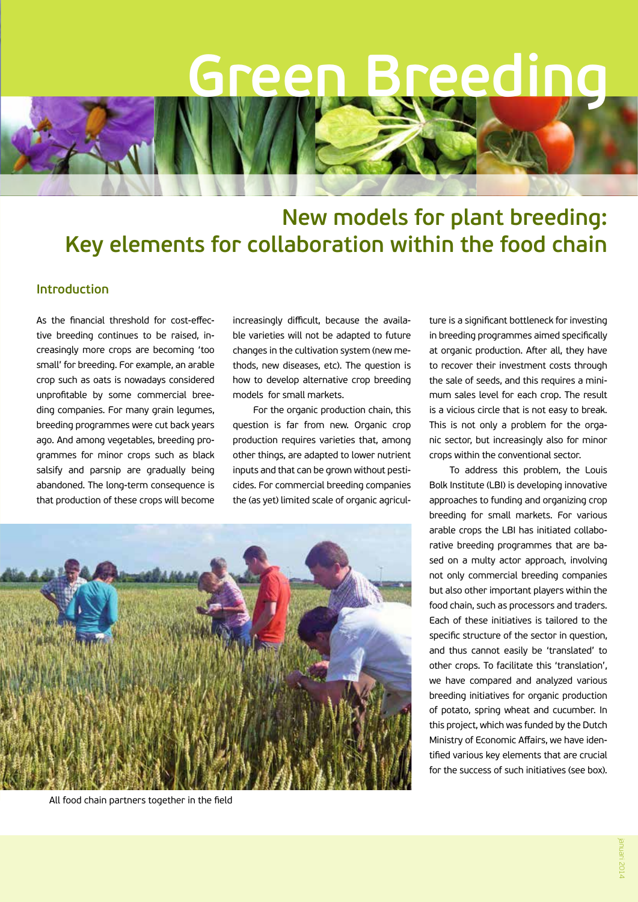# Green Breeding

## New models for plant breeding: Key elements for collaboration within the food chain

### Introduction

As the financial threshold for cost-effective breeding continues to be raised, increasingly more crops are becoming 'too small' for breeding. For example, an arable crop such as oats is nowadays considered unprofitable by some commercial breeding companies. For many grain legumes, breeding programmes were cut back years ago. And among vegetables, breeding programmes for minor crops such as black salsify and parsnip are gradually being abandoned. The long-term consequence is that production of these crops will become increasingly difficult, because the available varieties will not be adapted to future changes in the cultivation system (new methods, new diseases, etc). The question is how to develop alternative crop breeding models for small markets.

For the organic production chain, this question is far from new. Organic crop production requires varieties that, among other things, are adapted to lower nutrient inputs and that can be grown without pesticides. For commercial breeding companies the (as yet) limited scale of organic agriculture is a significant bottleneck for investing in breeding programmes aimed specifically at organic production. After all, they have to recover their investment costs through the sale of seeds, and this requires a minimum sales level for each crop. The result is a vicious circle that is not easy to break. This is not only a problem for the organic sector, but increasingly also for minor crops within the conventional sector.

To address this problem, the Louis Bolk Institute (LBI) is developing innovative approaches to funding and organizing crop breeding for small markets. For various arable crops the LBI has initiated collaborative breeding programmes that are based on a multy actor approach, involving not only commercial breeding companies but also other important players within the food chain, such as processors and traders. Each of these initiatives is tailored to the specific structure of the sector in question, and thus cannot easily be 'translated' to other crops. To facilitate this 'translation', we have compared and analyzed various breeding initiatives for organic production of potato, spring wheat and cucumber. In this project, which was funded by the Dutch Ministry of Economic Affairs, we have identified various key elements that are crucial for the success of such initiatives (see box).

All food chain partners together in the field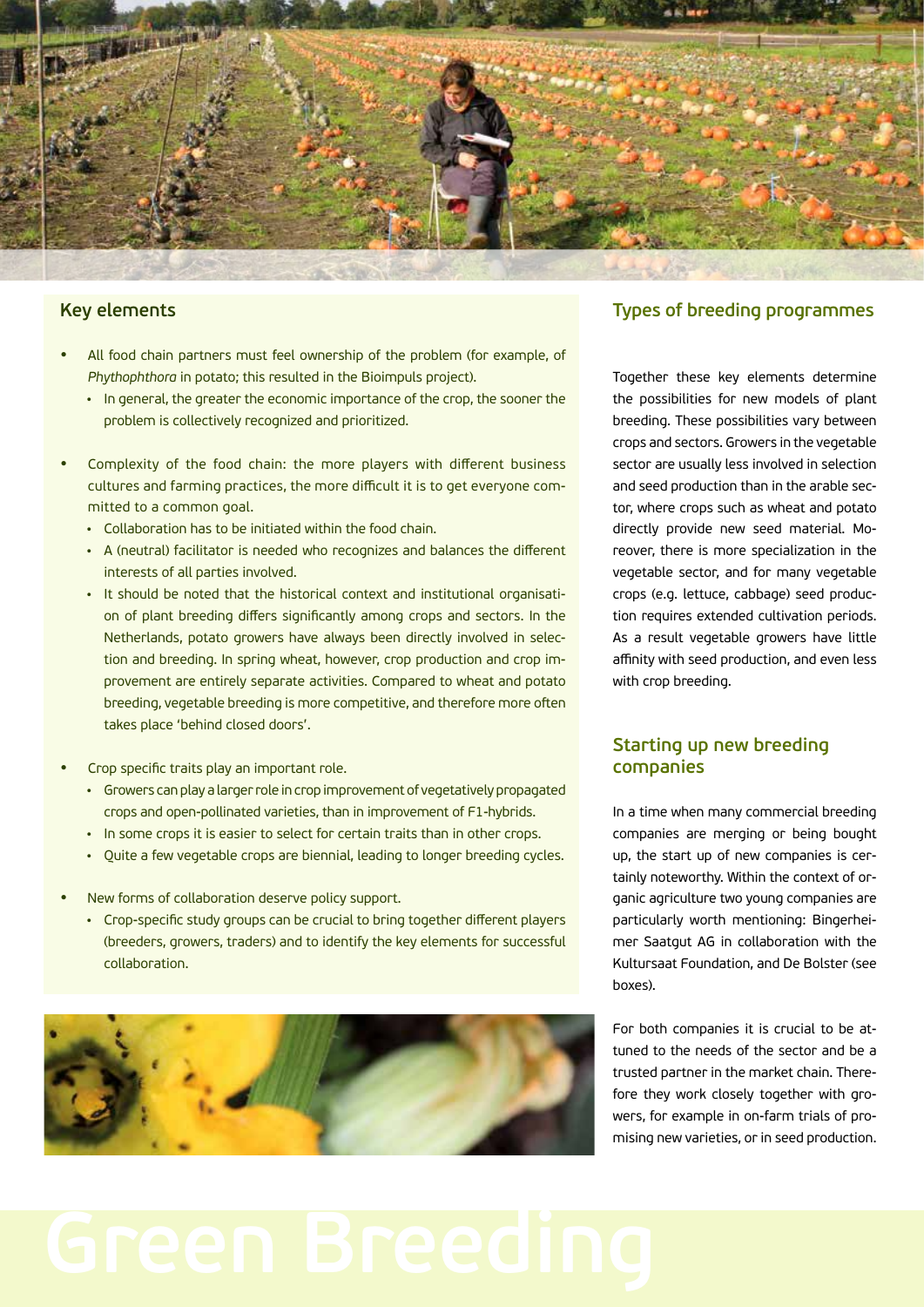## Key elements

- All food chain partners must feel ownership of the problem (for example, of *Phythophthora* in potato; this resulted in the Bioimpuls project).
  - In general, the greater the economic importance of the crop, the sooner the problem is collectively recognized and prioritized.
- Complexity of the food chain: the more players with different business cultures and farming practices, the more difficult it is to get everyone committed to a common goal.
  - Collaboration has to be initiated within the food chain.
  - A (neutral) facilitator is needed who recognizes and balances the different interests of all parties involved.
  - It should be noted that the historical context and institutional organisation of plant breeding differs significantly among crops and sectors. In the Netherlands, potato growers have always been directly involved in selection and breeding. In spring wheat, however, crop production and crop improvement are entirely separate activities. Compared to wheat and potato breeding, vegetable breeding is more competitive, and therefore more often takes place 'behind closed doors'.
- Crop specific traits play an important role.
  - Growers can play a larger role in crop improvement of vegetatively propagated crops and open-pollinated varieties, than in improvement of F1-hybrids.
  - In some crops it is easier to select for certain traits than in other crops.
  - Quite a few vegetable crops are biennial, leading to longer breeding cycles.
- New forms of collaboration deserve policy support.
  - Crop-specific study groups can be crucial to bring together different players (breeders, growers, traders) and to identify the key elements for successful collaboration.

## Types of breeding programmes

Together these key elements determine the possibilities for new models of plant breeding. These possibilities vary between crops and sectors. Growers in the vegetable sector are usually less involved in selection and seed production than in the arable sector, where crops such as wheat and potato directly provide new seed material. Moreover, there is more specialization in the vegetable sector, and for many vegetable crops (e.g. lettuce, cabbage) seed production requires extended cultivation periods. As a result vegetable growers have little affinity with seed production, and even less with crop breeding.

## Starting up new breeding companies

In a time when many commercial breeding companies are merging or being bought up, the start up of new companies is certainly noteworthy. Within the context of organic agriculture two young companies are particularly worth mentioning: Bingenheimer Saatgut AG in collaboration with the Kultursaat Foundation, and De Bolster (see boxes).

For both companies it is crucial to be attuned to the needs of the sector and be a trusted partner in the market chain. Therefore they work closely together with growers, for example in on-farm trials of promising new varieties, or in seed production.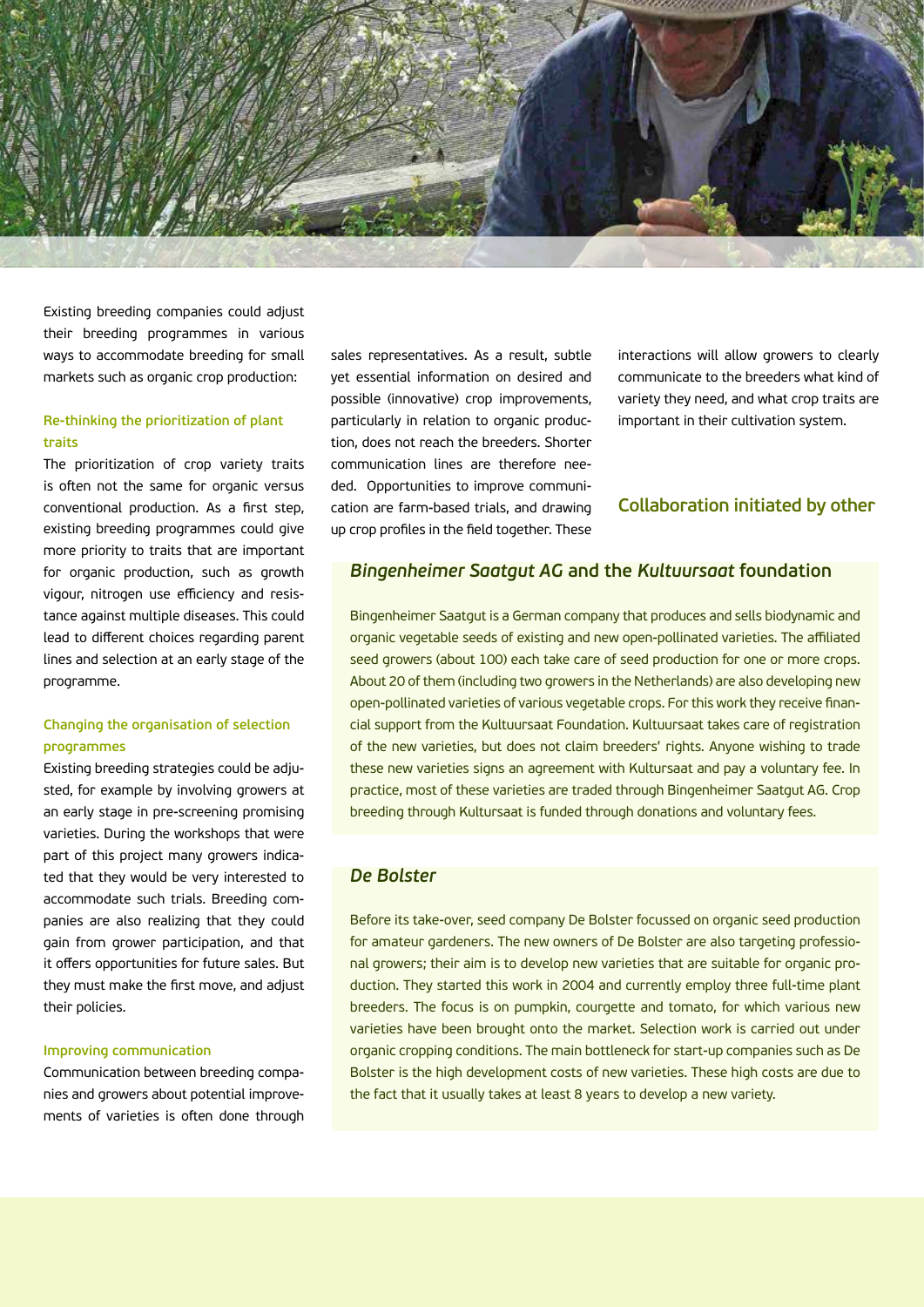Existing breeding companies could adjust their breeding programmes in various ways to accommodate breeding for small markets such as organic crop production:

### Re-thinking the prioritization of plant traits

The prioritization of crop variety traits is often not the same for organic versus conventional production. As a first step, existing breeding programmes could give more priority to traits that are important for organic production, such as growth vigour, nitrogen use efficiency and resistance against multiple diseases. This could lead to different choices regarding parent lines and selection at an early stage of the programme.

### Changing the organisation of selection programmes

Existing breeding strategies could be adjusted, for example by involving growers at an early stage in pre-screening promising varieties. During the workshops that were part of this project many growers indicated that they would be very interested to accommodate such trials. Breeding companies are also realizing that they could gain from grower participation, and that it offers opportunities for future sales. But they must make the first move, and adjust their policies.

### Improving communication

Communication between breeding companies and growers about potential improvements of varieties is often done through sales representatives. As a result, subtle yet essential information on desired and possible (innovative) crop improvements, particularly in relation to organic production, does not reach the breeders. Shorter communication lines are therefore needed. Opportunities to improve communication are farm-based trials, and drawing up crop profiles in the field together. These interactions will allow growers to clearly communicate to the breeders what kind of variety they need, and what crop traits are important in their cultivation system.

## Collaboration initiated by other

### *Bingenheimer Saatgut AG* and the *Kultuursaat* foundation

Bingenheimer Saatgut is a German company that produces and sells biodynamic and organic vegetable seeds of existing and new open-pollinated varieties. The affiliated seed growers (about 100) each take care of seed production for one or more crops. About 20 of them (including two growers in the Netherlands) are also developing new open-pollinated varieties of various vegetable crops. For this work they receive financial support from the Kultuursaat Foundation. Kultuursaat takes care of registration of the new varieties, but does not claim breeders' rights. Anyone wishing to trade these new varieties signs an agreement with Kultursaat and pay a voluntary fee. In practice, most of these varieties are traded through Bingenheimer Saatgut AG. Crop breeding through Kultursaat is funded through donations and voluntary fees.

### *De Bolster*

Before its take-over, seed company De Bolster focussed on organic seed production for amateur gardeners. The new owners of De Bolster are also targeting professional growers; their aim is to develop new varieties that are suitable for organic production. They started this work in 2004 and currently employ three full-time plant breeders. The focus is on pumpkin, courgette and tomato, for which various new varieties have been brought onto the market. Selection work is carried out under organic cropping conditions. The main bottleneck for start-up companies such as De Bolster is the high development costs of new varieties. These high costs are due to the fact that it usually takes at least 8 years to develop a new variety.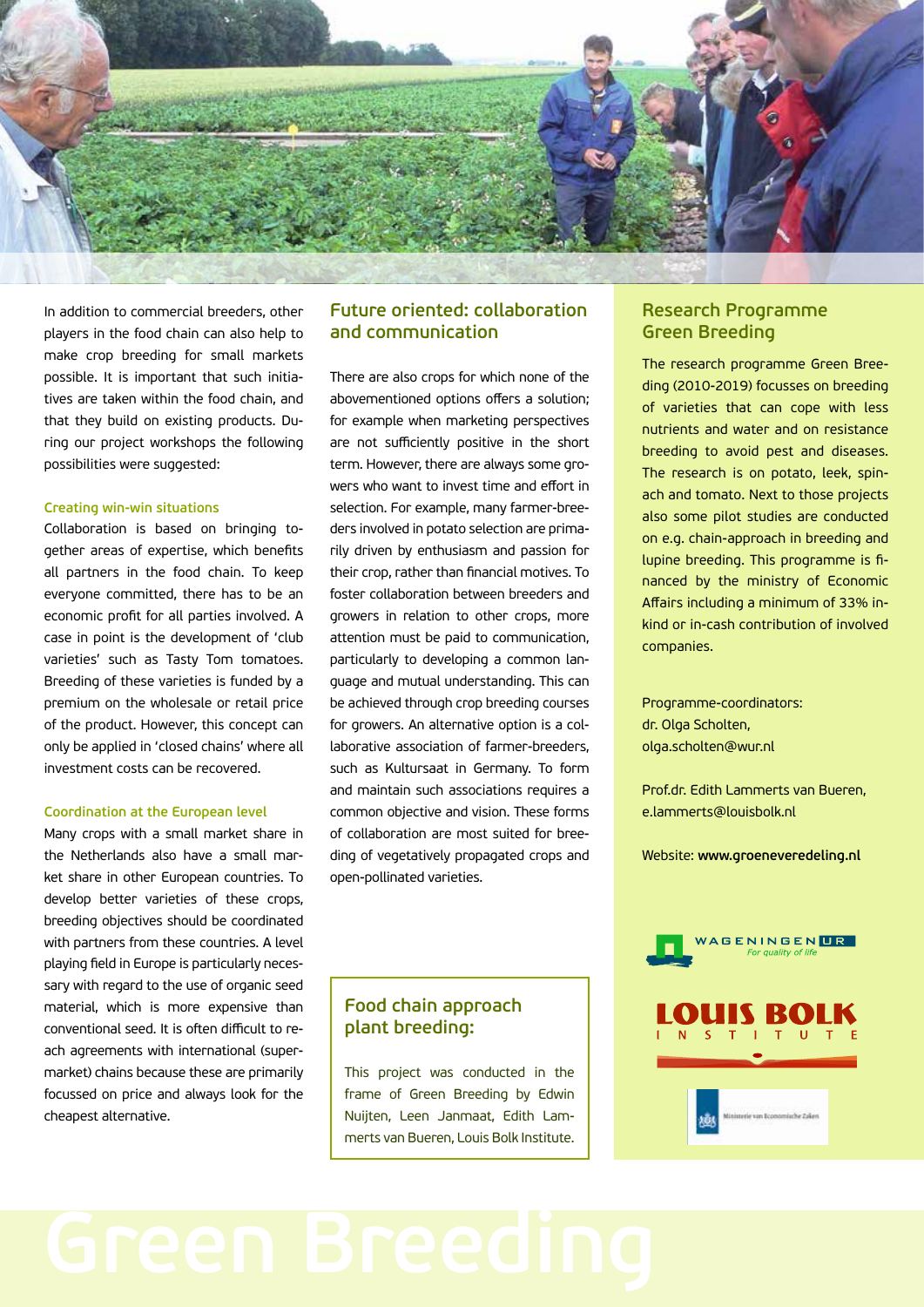In addition to commercial breeders, other players in the food chain can also help to make crop breeding for small markets possible. It is important that such initiatives are taken within the food chain, and that they build on existing products. During our project workshops the following possibilities were suggested:

### Creating win-win situations

Collaboration is based on bringing together areas of expertise, which benefits all partners in the food chain. To keep everyone committed, there has to be an economic profit for all parties involved. A case in point is the development of 'club varieties' such as Tasty Tom tomatoes. Breeding of these varieties is funded by a premium on the wholesale or retail price of the product. However, this concept can only be applied in 'closed chains' where all investment costs can be recovered.

### Coordination at the European level

Many crops with a small market share in the Netherlands also have a small market share in other European countries. To develop better varieties of these crops, breeding objectives should be coordinated with partners from these countries. A level playing field in Europe is particularly necessary with regard to the use of organic seed material, which is more expensive than conventional seed. It is often difficult to reach agreements with international (supermarket) chains because these are primarily focussed on price and always look for the cheapest alternative.

## Future oriented: collaboration and communication

There are also crops for which none of the abovementioned options offers a solution; for example when marketing perspectives are not sufficiently positive in the short term. However, there are always some growers who want to invest time and effort in selection. For example, many farmer-breeders involved in potato selection are primarily driven by enthusiasm and passion for their crop, rather than financial motives. To foster collaboration between breeders and growers in relation to other crops, more attention must be paid to communication, particularly to developing a common language and mutual understanding. This can be achieved through crop breeding courses for growers. An alternative option is a collaborative association of farmer-breeders, such as Kultursaat in Germany. To form and maintain such associations requires a common objective and vision. These forms of collaboration are most suited for breeding of vegetatively propagated crops and open-pollinated varieties.

## Food chain approach plant breeding:

This project was conducted in the frame of Green Breeding by Edwin Nuijten, Leen Janmaat, Edith Lammerts van Bueren, Louis Bolk Institute.

## Research Programme Green Breeding

The research programme Green Breeding (2010-2019) focusses on breeding of varieties that can cope with less nutrients and water and on resistance breeding to avoid pest and diseases. The research is on potato, leek, spinach and tomato. Next to those projects also some pilot studies are conducted on e.g. chain-approach in breeding and lupine breeding. This programme is financed by the ministry of Economic Affairs including a minimum of 33% in-kind or in-cash contribution of involved companies.

Programme-coordinators:
dr. Olga Scholten,
olga.scholten@wur.nl

Prof.dr. Edith Lammerts van Bueren,
e.lammerts@louisbolk.nl

Website: **www.groeneveredeling.nl**

WAGENINGEN UR
For quality of life

LOUIS BOLK INSTITUTE

Ministerie van Economische Zaken

# Green Breeding